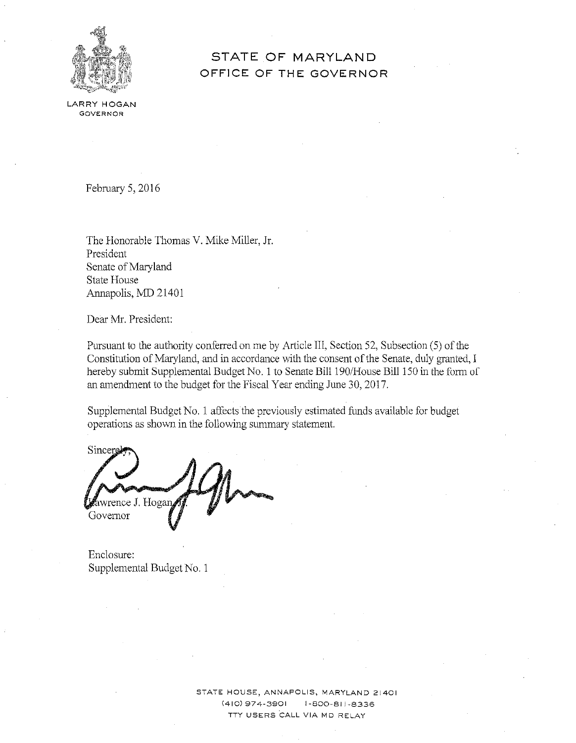# STATE OF MARYLAND
## OFFICE OF THE GOVERNOR

LARRY HOGAN
GOVERNOR

February 5, 2016

The Honorable Thomas V. Mike Miller, Jr.
President
Senate of Maryland
State House
Annapolis, MD 21401

Dear Mr. President:

Pursuant to the authority conferred on me by Article III, Section 52, Subsection (5) of the Constitution of Maryland, and in accordance with the consent of the Senate, duly granted, I hereby submit Supplemental Budget No. 1 to Senate Bill 190/House Bill 150 in the form of an amendment to the budget for the Fiscal Year ending June 30, 2017.

Supplemental Budget No. 1 affects the previously estimated funds available for budget operations as shown in the following summary statement.

Sincerely,

Lawrence J. Hogan, Jr.
Governor

Enclosure:
Supplemental Budget No. 1

STATE HOUSE, ANNAPOLIS, MARYLAND 21401
(410) 974-3901 1-800-811-8336
TTY USERS CALL VIA MD RELAY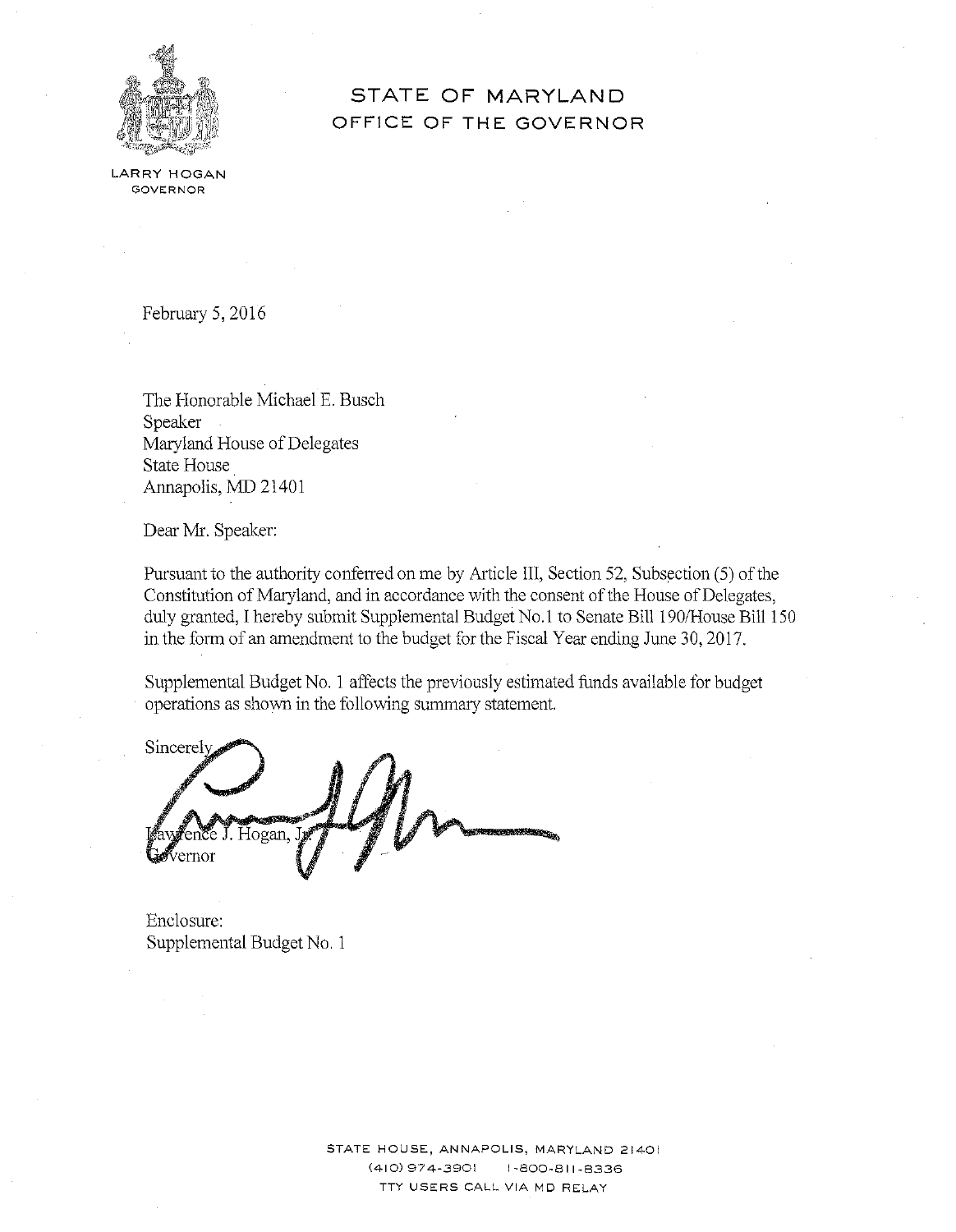# STATE OF MARYLAND
## OFFICE OF THE GOVERNOR

LARRY HOGAN
GOVERNOR

February 5, 2016

The Honorable Michael E. Busch
Speaker
Maryland House of Delegates
State House
Annapolis, MD 21401

Dear Mr. Speaker:

Pursuant to the authority conferred on me by Article III, Section 52, Subsection (5) of the Constitution of Maryland, and in accordance with the consent of the House of Delegates, duly granted, I hereby submit Supplemental Budget No.1 to Senate Bill 190/House Bill 150 in the form of an amendment to the budget for the Fiscal Year ending June 30, 2017.

Supplemental Budget No. 1 affects the previously estimated funds available for budget operations as shown in the following summary statement.

Sincerely,

Lawrence J. Hogan, Jr.
Governor

Enclosure:
Supplemental Budget No. 1

STATE HOUSE, ANNAPOLIS, MARYLAND 21401
(410) 974-3901 1-800-811-8336
TTY USERS CALL VIA MD RELAY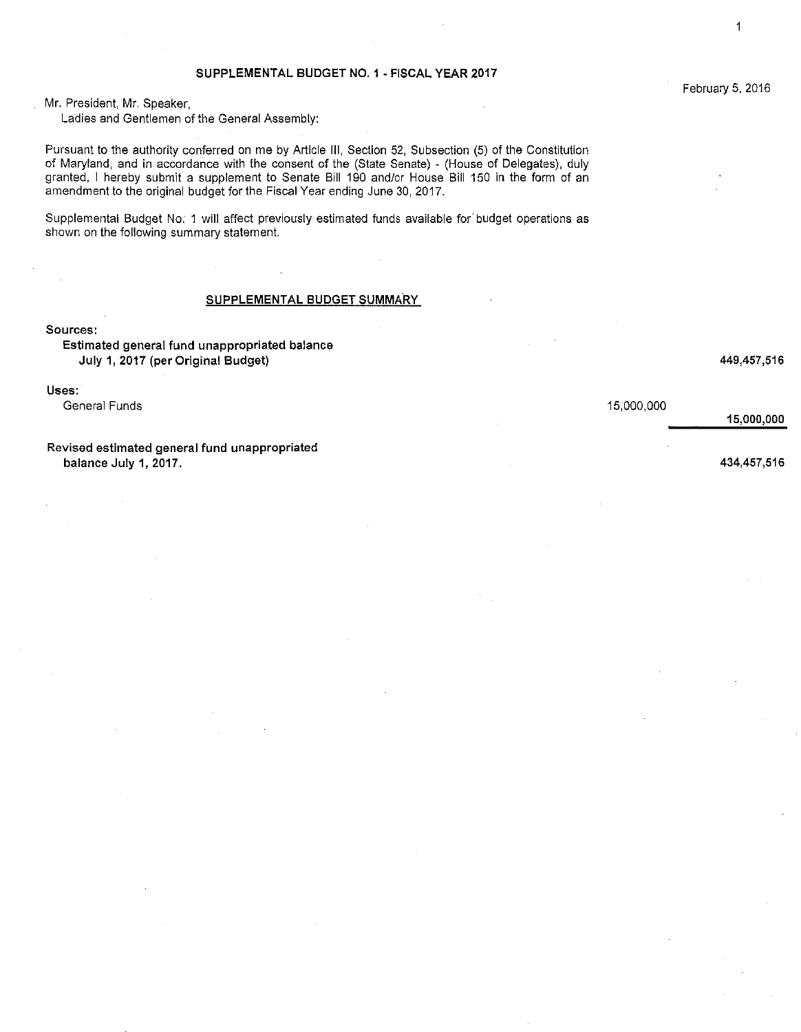February 5, 2016

## SUPPLEMENTAL BUDGET NO. 1 - FISCAL YEAR 2017

Mr. President, Mr. Speaker,
Ladies and Gentlemen of the General Assembly:

Pursuant to the authority conferred on me by Article III, Section 52, Subsection (5) of the Constitution of Maryland, and in accordance with the consent of the (State Senate) - (House of Delegates), duly granted, I hereby submit a supplement to Senate Bill 190 and/or House Bill 150 in the form of an amendment to the original budget for the Fiscal Year ending June 30, 2017.

Supplemental Budget No. 1 will affect previously estimated funds available for budget operations as shown on the following summary statement.

### SUPPLEMENTAL BUDGET SUMMARY

| | | |
|---|---|---|
| **Sources:** | | |
| **Estimated general fund unappropriated balance July 1, 2017 (per Original Budget)** | | **449,457,516** |
| **Uses:** | | |
| General Funds | 15,000,000 | |
| | | **15,000,000** |
| **Revised estimated general fund unappropriated balance July 1, 2017.** | | **434,457,516** |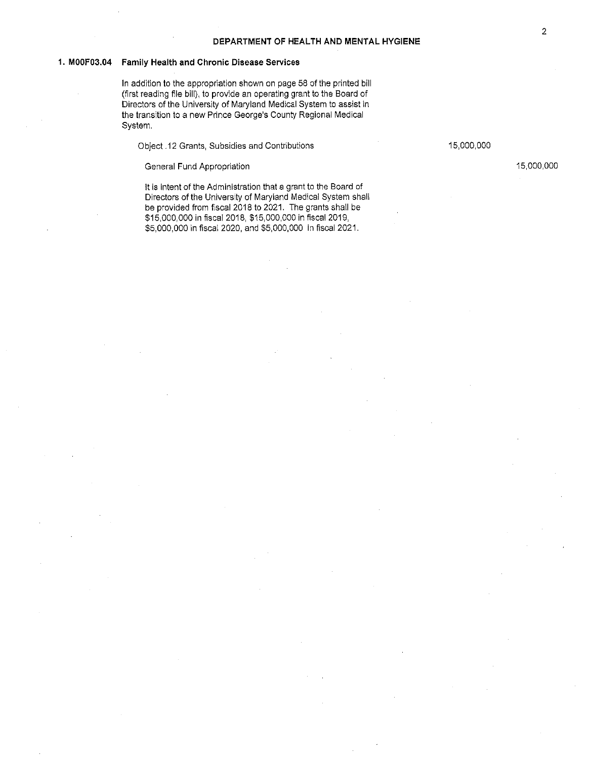## DEPARTMENT OF HEALTH AND MENTAL HYGIENE

### 1. M00F03.04 Family Health and Chronic Disease Services

In addition to the appropriation shown on page 58 of the printed bill (first reading file bill), to provide an operating grant to the Board of Directors of the University of Maryland Medical System to assist in the transition to a new Prince George's County Regional Medical System.

| | | |
|---|---|---|
| Object .12 Grants, Subsidies and Contributions | 15,000,000 | |
| General Fund Appropriation | | 15,000,000 |

It is intent of the Administration that a grant to the Board of Directors of the University of Maryland Medical System shall be provided from fiscal 2018 to 2021. The grants shall be $15,000,000 in fiscal 2018, $15,000,000 in fiscal 2019, $5,000,000 in fiscal 2020, and $5,000,000 in fiscal 2021.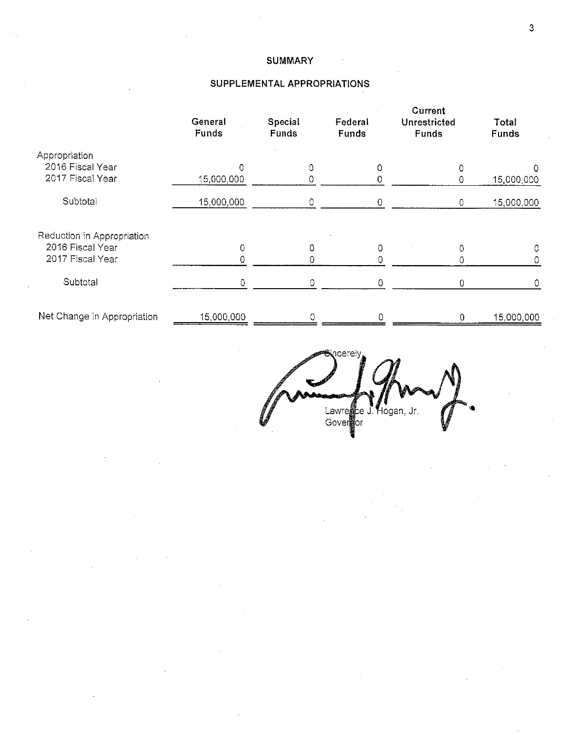## SUMMARY

## SUPPLEMENTAL APPROPRIATIONS

| | General Funds | Special Funds | Federal Funds | Current Unrestricted Funds | Total Funds |
|---|---|---|---|---|---|
| Appropriation | | | | | |
| 2016 Fiscal Year | 0 | 0 | 0 | 0 | 0 |
| 2017 Fiscal Year | 15,000,000 | 0 | 0 | 0 | 15,000,000 |
| Subtotal | 15,000,000 | 0 | 0 | 0 | 15,000,000 |
| Reduction in Appropriation | | | | | |
| 2016 Fiscal Year | 0 | 0 | 0 | 0 | 0 |
| 2017 Fiscal Year | 0 | 0 | 0 | 0 | 0 |
| Subtotal | 0 | 0 | 0 | 0 | 0 |
| Net Change in Appropriation | 15,000,000 | 0 | 0 | 0 | 15,000,000 |

Sincerely,

Lawrence J. Hogan, Jr.
Governor